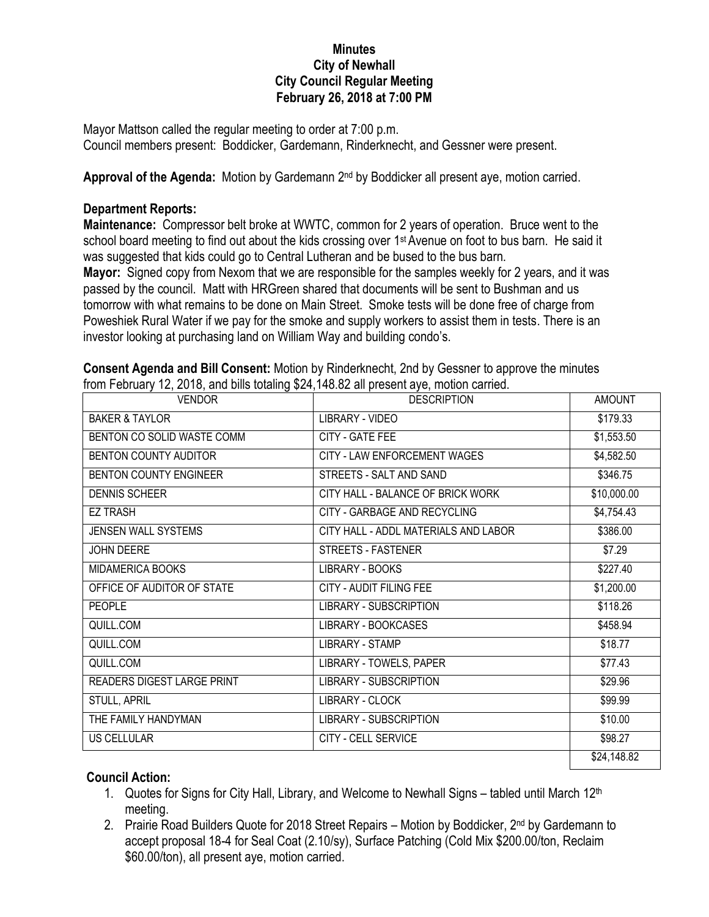# Minutes
## City of Newhall
## City Council Regular Meeting
## February 26, 2018 at 7:00 PM

Mayor Mattson called the regular meeting to order at 7:00 p.m.
Council members present: Boddicker, Gardemann, Rinderknecht, and Gessner were present.

**Approval of the Agenda:** Motion by Gardemann 2nd by Boddicker all present aye, motion carried.

### Department Reports:

**Maintenance:** Compressor belt broke at WWTC, common for 2 years of operation. Bruce went to the school board meeting to find out about the kids crossing over 1st Avenue on foot to bus barn. He said it was suggested that kids could go to Central Lutheran and be bused to the bus barn.

**Mayor:** Signed copy from Nexom that we are responsible for the samples weekly for 2 years, and it was passed by the council. Matt with HRGreen shared that documents will be sent to Bushman and us tomorrow with what remains to be done on Main Street. Smoke tests will be done free of charge from Poweshiek Rural Water if we pay for the smoke and supply workers to assist them in tests. There is an investor looking at purchasing land on William Way and building condo's.

**Consent Agenda and Bill Consent:** Motion by Rinderknecht, 2nd by Gessner to approve the minutes from February 12, 2018, and bills totaling $24,148.82 all present aye, motion carried.

| VENDOR | DESCRIPTION | AMOUNT |
|---|---|---|
| BAKER & TAYLOR | LIBRARY - VIDEO | $179.33 |
| BENTON CO SOLID WASTE COMM | CITY - GATE FEE | $1,553.50 |
| BENTON COUNTY AUDITOR | CITY - LAW ENFORCEMENT WAGES | $4,582.50 |
| BENTON COUNTY ENGINEER | STREETS - SALT AND SAND | $346.75 |
| DENNIS SCHEER | CITY HALL - BALANCE OF BRICK WORK | $10,000.00 |
| EZ TRASH | CITY - GARBAGE AND RECYCLING | $4,754.43 |
| JENSEN WALL SYSTEMS | CITY HALL - ADDL MATERIALS AND LABOR | $386.00 |
| JOHN DEERE | STREETS - FASTENER | $7.29 |
| MIDAMERICA BOOKS | LIBRARY - BOOKS | $227.40 |
| OFFICE OF AUDITOR OF STATE | CITY - AUDIT FILING FEE | $1,200.00 |
| PEOPLE | LIBRARY - SUBSCRIPTION | $118.26 |
| QUILL.COM | LIBRARY - BOOKCASES | $458.94 |
| QUILL.COM | LIBRARY - STAMP | $18.77 |
| QUILL.COM | LIBRARY - TOWELS, PAPER | $77.43 |
| READERS DIGEST LARGE PRINT | LIBRARY - SUBSCRIPTION | $29.96 |
| STULL, APRIL | LIBRARY - CLOCK | $99.99 |
| THE FAMILY HANDYMAN | LIBRARY - SUBSCRIPTION | $10.00 |
| US CELLULAR | CITY - CELL SERVICE | $98.27 |
| | | $24,148.82 |

### Council Action:

1. Quotes for Signs for City Hall, Library, and Welcome to Newhall Signs – tabled until March 12th meeting.
2. Prairie Road Builders Quote for 2018 Street Repairs – Motion by Boddicker, 2nd by Gardemann to accept proposal 18-4 for Seal Coat (2.10/sy), Surface Patching (Cold Mix $200.00/ton, Reclaim $60.00/ton), all present aye, motion carried.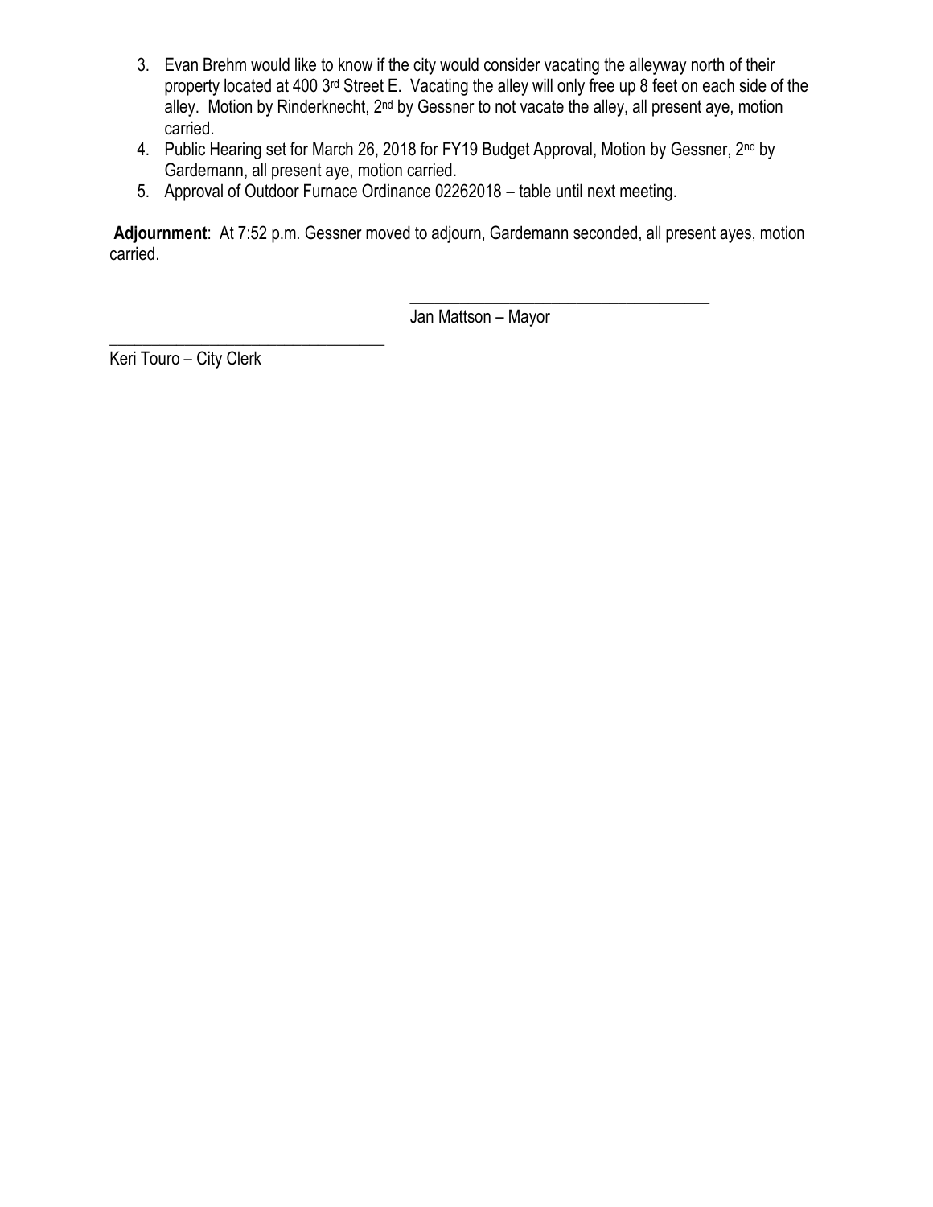3. Evan Brehm would like to know if the city would consider vacating the alleyway north of their property located at 400 3rd Street E. Vacating the alley will only free up 8 feet on each side of the alley. Motion by Rinderknecht, 2nd by Gessner to not vacate the alley, all present aye, motion carried.
4. Public Hearing set for March 26, 2018 for FY19 Budget Approval, Motion by Gessner, 2nd by Gardemann, all present aye, motion carried.
5. Approval of Outdoor Furnace Ordinance 02262018 – table until next meeting.

**Adjournment**: At 7:52 p.m. Gessner moved to adjourn, Gardemann seconded, all present ayes, motion carried.

\_\_\_\_\_\_\_\_\_\_\_\_\_\_\_\_\_\_\_\_\_\_\_\_\_\_\_\_\_\_\_\_\_\_\_\_
Jan Mattson – Mayor

\_\_\_\_\_\_\_\_\_\_\_\_\_\_\_\_\_\_\_\_\_\_\_\_\_\_\_\_\_\_\_\_\_\_\_\_
Keri Touro – City Clerk